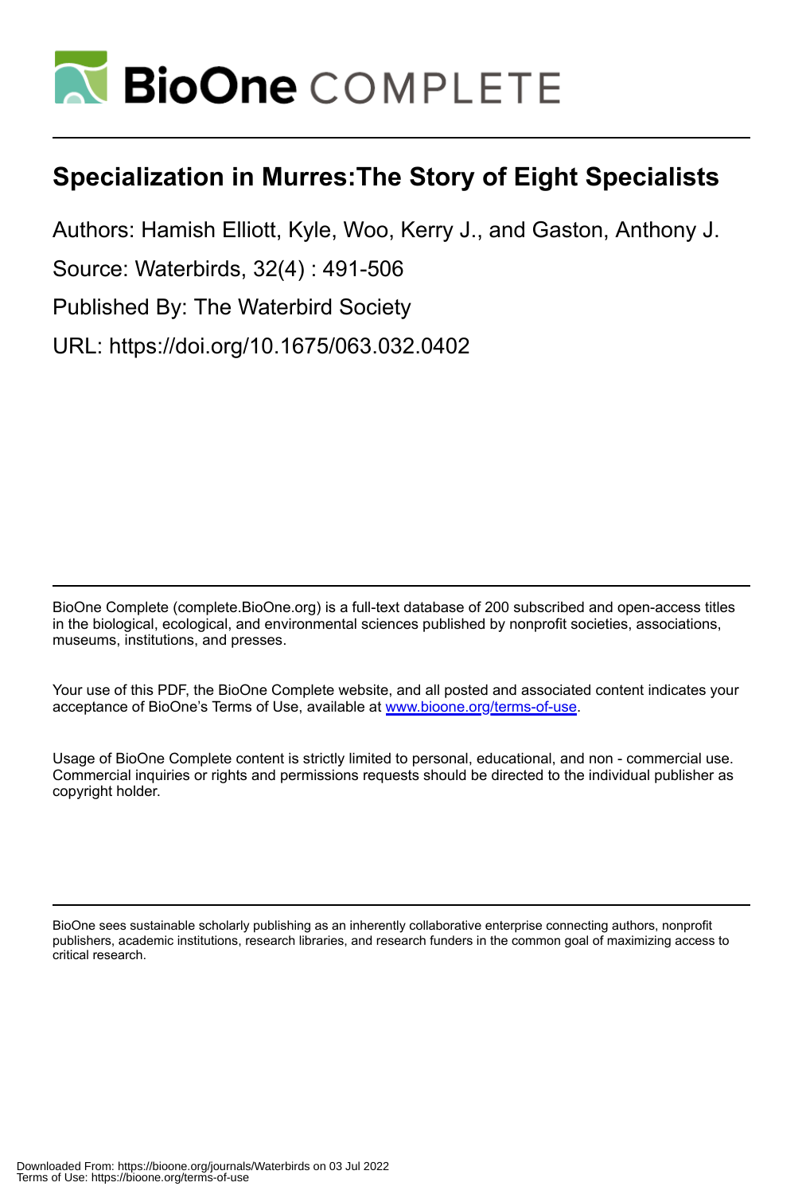# Specialization in Murres:The Story of Eight Specialists

Authors: Hamish Elliott, Kyle, Woo, Kerry J., and Gaston, Anthony J.

Source: Waterbirds, 32(4) : 491-506

Published By: The Waterbird Society

URL: https://doi.org/10.1675/063.032.0402

BioOne Complete (complete.BioOne.org) is a full-text database of 200 subscribed and open-access titles in the biological, ecological, and environmental sciences published by nonprofit societies, associations, museums, institutions, and presses.

Your use of this PDF, the BioOne Complete website, and all posted and associated content indicates your acceptance of BioOne's Terms of Use, available at www.bioone.org/terms-of-use.

Usage of BioOne Complete content is strictly limited to personal, educational, and non - commercial use. Commercial inquiries or rights and permissions requests should be directed to the individual publisher as copyright holder.

BioOne sees sustainable scholarly publishing as an inherently collaborative enterprise connecting authors, nonprofit publishers, academic institutions, research libraries, and research funders in the common goal of maximizing access to critical research.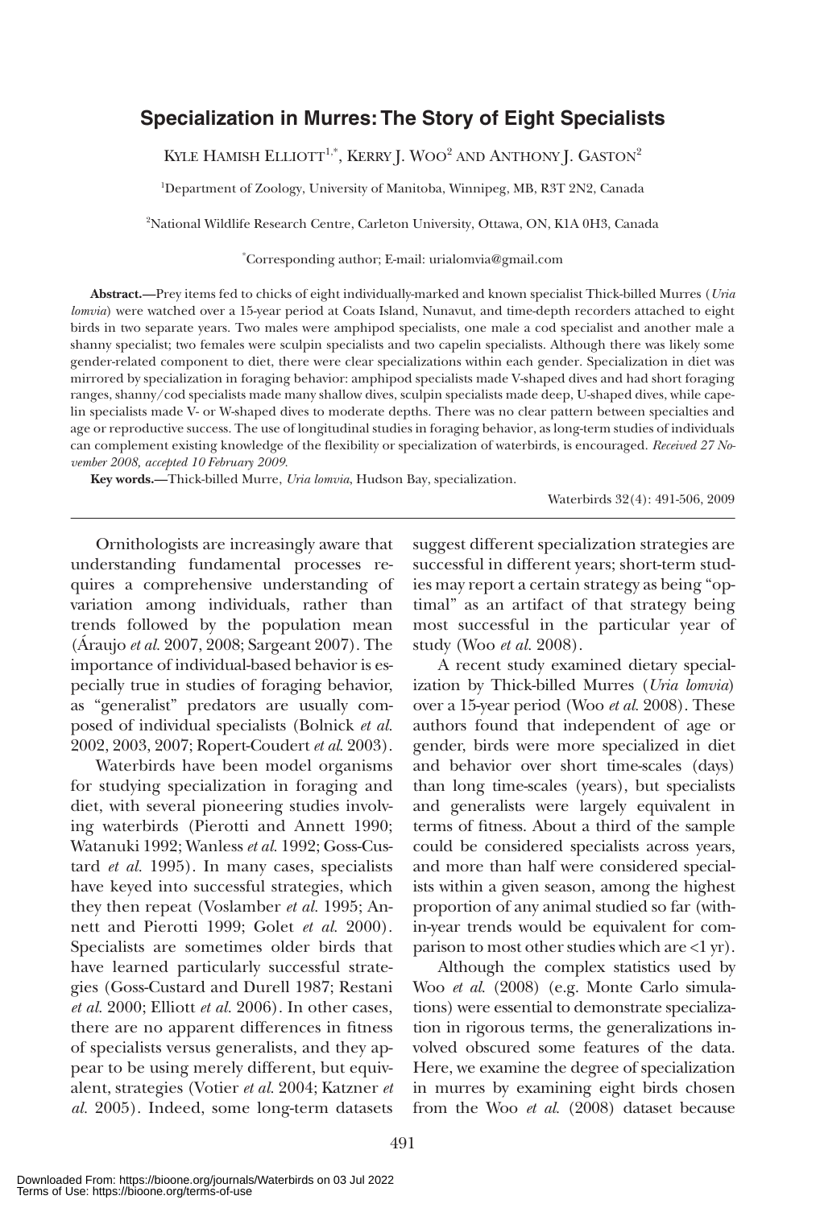# Specialization in Murres: The Story of Eight Specialists

Kyle Hamish Elliott[1,*], Kerry J. Woo[2] and Anthony J. Gaston[2]

[1]Department of Zoology, University of Manitoba, Winnipeg, MB, R3T 2N2, Canada

[2]National Wildlife Research Centre, Carleton University, Ottawa, ON, K1A 0H3, Canada

[*]Corresponding author; E-mail: urialomvia@gmail.com

**Abstract.**—Prey items fed to chicks of eight individually-marked and known specialist Thick-billed Murres (*Uria lomvia*) were watched over a 15-year period at Coats Island, Nunavut, and time-depth recorders attached to eight birds in two separate years. Two males were amphipod specialists, one male a cod specialist and another male a shanny specialist; two females were sculpin specialists and two capelin specialists. Although there was likely some gender-related component to diet, there were clear specializations within each gender. Specialization in diet was mirrored by specialization in foraging behavior: amphipod specialists made V-shaped dives and had short foraging ranges, shanny/cod specialists made many shallow dives, sculpin specialists made deep, U-shaped dives, while capelin specialists made V- or W-shaped dives to moderate depths. There was no clear pattern between specialties and age or reproductive success. The use of longitudinal studies in foraging behavior, as long-term studies of individuals can complement existing knowledge of the flexibility or specialization of waterbirds, is encouraged. *Received 27 November 2008, accepted 10 February 2009.*

**Key words.**—Thick-billed Murre, *Uria lomvia*, Hudson Bay, specialization.

Waterbirds 32(4): 491-506, 2009

Ornithologists are increasingly aware that understanding fundamental processes requires a comprehensive understanding of variation among individuals, rather than trends followed by the population mean (Áraujo *et al.* 2007, 2008; Sargeant 2007). The importance of individual-based behavior is especially true in studies of foraging behavior, as "generalist" predators are usually composed of individual specialists (Bolnick *et al.* 2002, 2003, 2007; Ropert-Coudert *et al.* 2003).

Waterbirds have been model organisms for studying specialization in foraging and diet, with several pioneering studies involving waterbirds (Pierotti and Annett 1990; Watanuki 1992; Wanless *et al.* 1992; Goss-Custard *et al.* 1995). In many cases, specialists have keyed into successful strategies, which they then repeat (Voslamber *et al.* 1995; Annett and Pierotti 1999; Golet *et al.* 2000). Specialists are sometimes older birds that have learned particularly successful strategies (Goss-Custard and Durell 1987; Restani *et al.* 2000; Elliott *et al.* 2006). In other cases, there are no apparent differences in fitness of specialists versus generalists, and they appear to be using merely different, but equivalent, strategies (Votier *et al.* 2004; Katzner *et al.* 2005). Indeed, some long-term datasets suggest different specialization strategies are successful in different years; short-term studies may report a certain strategy as being "optimal" as an artifact of that strategy being most successful in the particular year of study (Woo *et al.* 2008).

A recent study examined dietary specialization by Thick-billed Murres (*Uria lomvia*) over a 15-year period (Woo *et al.* 2008). These authors found that independent of age or gender, birds were more specialized in diet and behavior over short time-scales (days) than long time-scales (years), but specialists and generalists were largely equivalent in terms of fitness. About a third of the sample could be considered specialists across years, and more than half were considered specialists within a given season, among the highest proportion of any animal studied so far (within-year trends would be equivalent for comparison to most other studies which are <1 yr).

Although the complex statistics used by Woo *et al.* (2008) (e.g. Monte Carlo simulations) were essential to demonstrate specialization in rigorous terms, the generalizations involved obscured some features of the data. Here, we examine the degree of specialization in murres by examining eight birds chosen from the Woo *et al.* (2008) dataset because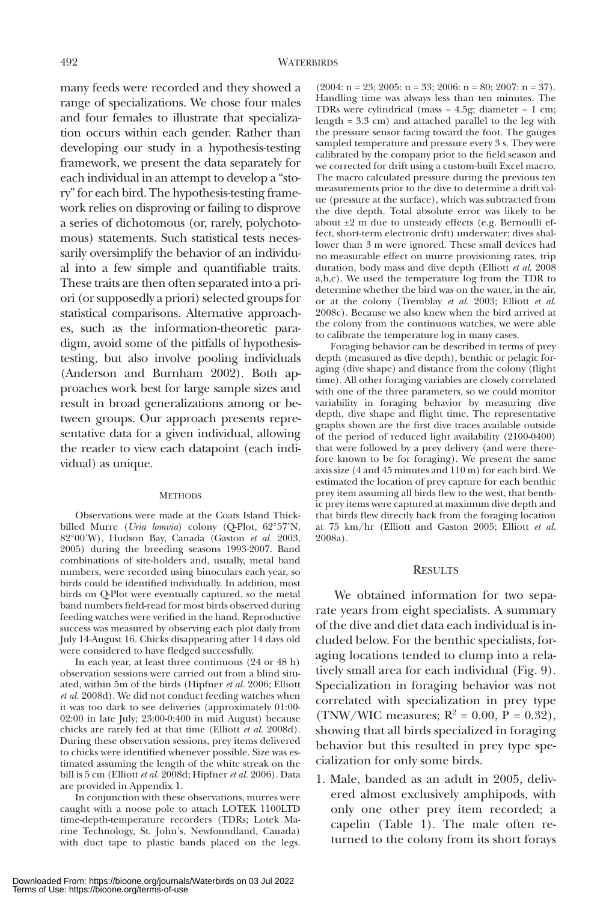many feeds were recorded and they showed a range of specializations. We chose four males and four females to illustrate that specialization occurs within each gender. Rather than developing our study in a hypothesis-testing framework, we present the data separately for each individual in an attempt to develop a "story" for each bird. The hypothesis-testing framework relies on disproving or failing to disprove a series of dichotomous (or, rarely, polychotomous) statements. Such statistical tests necessarily oversimplify the behavior of an individual into a few simple and quantifiable traits. These traits are then often separated into a priori (or supposedly a priori) selected groups for statistical comparisons. Alternative approaches, such as the information-theoretic paradigm, avoid some of the pitfalls of hypothesis-testing, but also involve pooling individuals (Anderson and Burnham 2002). Both approaches work best for large sample sizes and result in broad generalizations among or between groups. Our approach presents representative data for a given individual, allowing the reader to view each datapoint (each individual) as unique.

## METHODS

Observations were made at the Coats Island Thick-billed Murre (*Uria lomvia*) colony (Q-Plot, 62°57'N, 82°00'W), Hudson Bay, Canada (Gaston *et al.* 2003, 2005) during the breeding seasons 1993-2007. Band combinations of site-holders and, usually, metal band numbers, were recorded using binoculars each year, so birds could be identified individually. In addition, most birds on Q-Plot were eventually captured, so the metal band numbers field-read for most birds observed during feeding watches were verified in the hand. Reproductive success was measured by observing each plot daily from July 14-August 16. Chicks disappearing after 14 days old were considered to have fledged successfully.

In each year, at least three continuous (24 or 48 h) observation sessions were carried out from a blind situated, within 5m of the birds (Hipfner *et al.* 2006; Elliott *et al.* 2008d). We did not conduct feeding watches when it was too dark to see deliveries (approximately 01:00-02:00 in late July; 23:00-0:400 in mid August) because chicks are rarely fed at that time (Elliott *et al.* 2008d). During these observation sessions, prey items delivered to chicks were identified whenever possible. Size was estimated assuming the length of the white streak on the bill is 5 cm (Elliott *et al.* 2008d; Hipfner *et al.* 2006). Data are provided in Appendix 1.

In conjunction with these observations, murres were caught with a noose pole to attach LOTEK 1100LTD time-depth-temperature recorders (TDRs; Lotek Marine Technology, St. John's, Newfoundland, Canada) with duct tape to plastic bands placed on the legs. (2004: n = 23; 2005: n = 33; 2006: n = 80; 2007: n = 37). Handling time was always less than ten minutes. The TDRs were cylindrical (mass = 4.5g; diameter = 1 cm; length = 3.3 cm) and attached parallel to the leg with the pressure sensor facing toward the foot. The gauges sampled temperature and pressure every 3 s. They were calibrated by the company prior to the field season and we corrected for drift using a custom-built Excel macro. The macro calculated pressure during the previous ten measurements prior to the dive to determine a drift value (pressure at the surface), which was subtracted from the dive depth. Total absolute error was likely to be about ±2 m due to unsteady effects (e.g. Bernoulli effect, short-term electronic drift) underwater; dives shallower than 3 m were ignored. These small devices had no measurable effect on murre provisioning rates, trip duration, body mass and dive depth (Elliott *et al.* 2008 a,b,c). We used the temperature log from the TDR to determine whether the bird was on the water, in the air, or at the colony (Tremblay *et al.* 2003; Elliott *et al.* 2008c). Because we also knew when the bird arrived at the colony from the continuous watches, we were able to calibrate the temperature log in many cases.

Foraging behavior can be described in terms of prey depth (measured as dive depth), benthic or pelagic foraging (dive shape) and distance from the colony (flight time). All other foraging variables are closely correlated with one of the three parameters, so we could monitor variability in foraging behavior by measuring dive depth, dive shape and flight time. The representative graphs shown are the first dive traces available outside of the period of reduced light availability (2100-0400) that were followed by a prey delivery (and were therefore known to be for foraging). We present the same axis size (4 and 45 minutes and 110 m) for each bird. We estimated the location of prey capture for each benthic prey item assuming all birds flew to the west, that benthic prey items were captured at maximum dive depth and that birds flew directly back from the foraging location at 75 km/hr (Elliott and Gaston 2005; Elliott *et al.* 2008a).

## RESULTS

We obtained information for two separate years from eight specialists. A summary of the dive and diet data each individual is included below. For the benthic specialists, foraging locations tended to clump into a relatively small area for each individual (Fig. 9). Specialization in foraging behavior was not correlated with specialization in prey type (TNW/WIC measures; $R^2 = 0.00$, $P = 0.32$), showing that all birds specialized in foraging behavior but this resulted in prey type specialization for only some birds.

1. Male, banded as an adult in 2005, delivered almost exclusively amphipods, with only one other prey item recorded; a capelin (Table 1). The male often returned to the colony from its short forays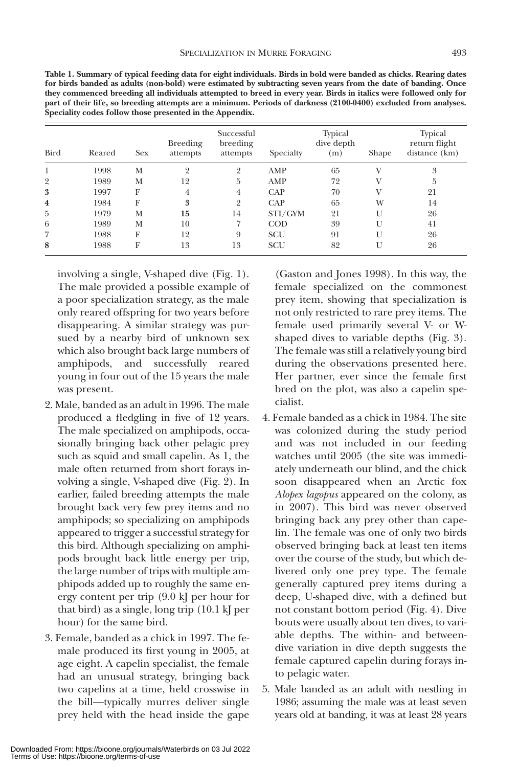**Table 1. Summary of typical feeding data for eight individuals. Birds in bold were banded as chicks. Rearing dates for birds banded as adults (non-bold) were estimated by subtracting seven years from the date of banding. Once they commenced breeding all individuals attempted to breed in every year. Birds in italics were followed only for part of their life, so breeding attempts are a minimum. Periods of darkness (2100-0400) excluded from analyses. Speciality codes follow those presented in the Appendix.**

| Bird | Reared | Sex | Breeding attempts | Successful breeding attempts | Specialty | Typical dive depth (m) | Shape | Typical return flight distance (km) |
|---|---|---|---|---|---|---|---|---|
| 1 | 1998 | M | 2 | 2 | AMP | 65 | V | 3 |
| 2 | 1989 | M | 12 | 5 | AMP | 72 | V | 5 |
| **3** | 1997 | F | 4 | 4 | CAP | 70 | V | 21 |
| **4** | 1984 | F | **3** | 2 | CAP | 65 | W | 14 |
| 5 | 1979 | M | **15** | 14 | STI/GYM | 21 | U | 26 |
| 6 | 1989 | M | 10 | 7 | COD | 39 | U | 41 |
| 7 | 1988 | F | 12 | 9 | SCU | 91 | U | 26 |
| **8** | 1988 | F | 13 | 13 | SCU | 82 | U | 26 |

involving a single, V-shaped dive (Fig. 1). The male provided a possible example of a poor specialization strategy, as the male only reared offspring for two years before disappearing. A similar strategy was pursued by a nearby bird of unknown sex which also brought back large numbers of amphipods, and successfully reared young in four out of the 15 years the male was present.

2. Male, banded as an adult in 1996. The male produced a fledgling in five of 12 years. The male specialized on amphipods, occasionally bringing back other pelagic prey such as squid and small capelin. As 1, the male often returned from short forays involving a single, V-shaped dive (Fig. 2). In earlier, failed breeding attempts the male brought back very few prey items and no amphipods; so specializing on amphipods appeared to trigger a successful strategy for this bird. Although specializing on amphipods brought back little energy per trip, the large number of trips with multiple amphipods added up to roughly the same energy content per trip (9.0 kJ per hour for that bird) as a single, long trip (10.1 kJ per hour) for the same bird.

3. Female, banded as a chick in 1997. The female produced its first young in 2005, at age eight. A capelin specialist, the female had an unusual strategy, bringing back two capelins at a time, held crosswise in the bill—typically murres deliver single prey held with the head inside the gape (Gaston and Jones 1998). In this way, the female specialized on the commonest prey item, showing that specialization is not only restricted to rare prey items. The female used primarily several V- or W-shaped dives to variable depths (Fig. 3). The female was still a relatively young bird during the observations presented here. Her partner, ever since the female first bred on the plot, was also a capelin specialist.

4. Female banded as a chick in 1984. The site was colonized during the study period and was not included in our feeding watches until 2005 (the site was immediately underneath our blind, and the chick soon disappeared when an Arctic fox *Alopex lagopus* appeared on the colony, as in 2007). This bird was never observed bringing back any prey other than capelin. The female was one of only two birds observed bringing back at least ten items over the course of the study, but which delivered only one prey type. The female generally captured prey items during a deep, U-shaped dive, with a defined but not constant bottom period (Fig. 4). Dive bouts were usually about ten dives, to variable depths. The within- and between-dive variation in dive depth suggests the female captured capelin during forays into pelagic water.

5. Male banded as an adult with nestling in 1986; assuming the male was at least seven years old at banding, it was at least 28 years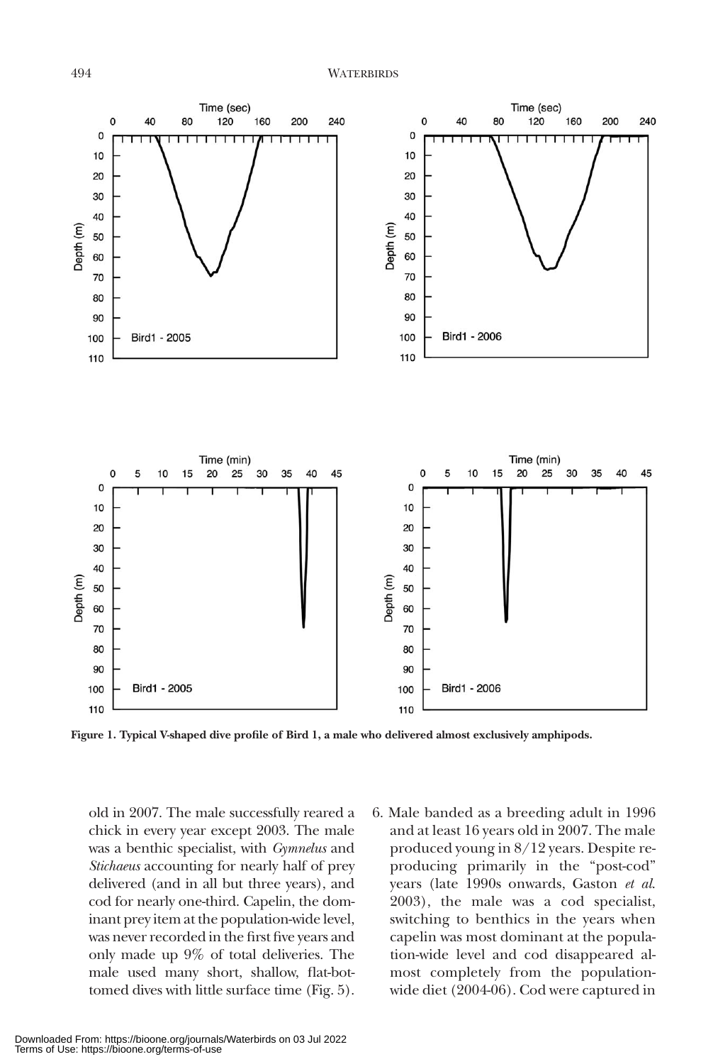Figure 1. Typical V-shaped dive profile of Bird 1, a male who delivered almost exclusively amphipods.

old in 2007. The male successfully reared a chick in every year except 2003. The male was a benthic specialist, with *Gymnelus* and *Stichaeus* accounting for nearly half of prey delivered (and in all but three years), and cod for nearly one-third. Capelin, the dominant prey item at the population-wide level, was never recorded in the first five years and only made up 9% of total deliveries. The male used many short, shallow, flat-bottomed dives with little surface time (Fig. 5).

6. Male banded as a breeding adult in 1996 and at least 16 years old in 2007. The male produced young in 8/12 years. Despite reproducing primarily in the "post-cod" years (late 1990s onwards, Gaston *et al.* 2003), the male was a cod specialist, switching to benthics in the years when capelin was most dominant at the population-wide level and cod disappeared almost completely from the population-wide diet (2004-06). Cod were captured in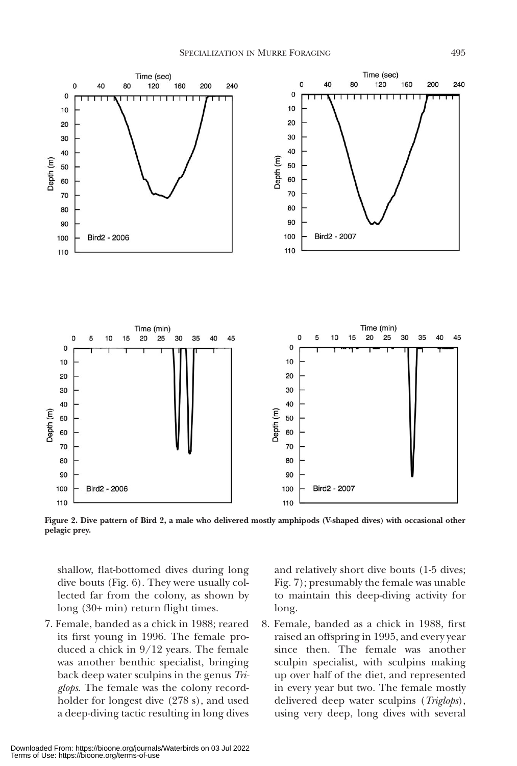**Figure 2. Dive pattern of Bird 2, a male who delivered mostly amphipods (V-shaped dives) with occasional other pelagic prey.**

shallow, flat-bottomed dives during long dive bouts (Fig. 6). They were usually collected far from the colony, as shown by long (30+ min) return flight times.

7. Female, banded as a chick in 1988; reared its first young in 1996. The female produced a chick in 9/12 years. The female was another benthic specialist, bringing back deep water sculpins in the genus *Triglops*. The female was the colony record-holder for longest dive (278 s), and used a deep-diving tactic resulting in long dives and relatively short dive bouts (1-5 dives; Fig. 7); presumably the female was unable to maintain this deep-diving activity for long.
8. Female, banded as a chick in 1988, first raised an offspring in 1995, and every year since then. The female was another sculpin specialist, with sculpins making up over half of the diet, and represented in every year but two. The female mostly delivered deep water sculpins (*Triglops*), using very deep, long dives with several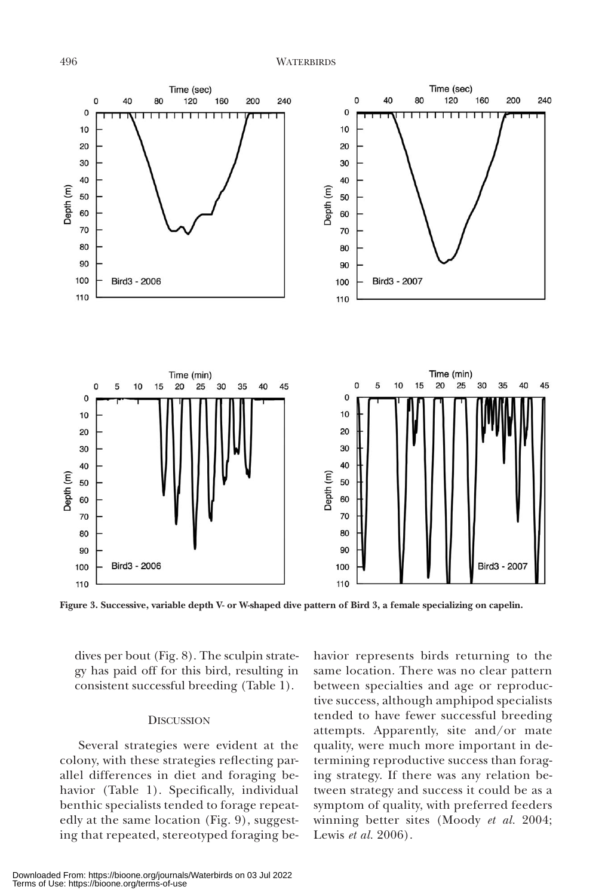Figure 3. Successive, variable depth V- or W-shaped dive pattern of Bird 3, a female specializing on capelin.

dives per bout (Fig. 8). The sculpin strategy has paid off for this bird, resulting in consistent successful breeding (Table 1).

## Discussion

Several strategies were evident at the colony, with these strategies reflecting parallel differences in diet and foraging behavior (Table 1). Specifically, individual benthic specialists tended to forage repeatedly at the same location (Fig. 9), suggesting that repeated, stereotyped foraging behavior represents birds returning to the same location. There was no clear pattern between specialties and age or reproductive success, although amphipod specialists tended to have fewer successful breeding attempts. Apparently, site and/or mate quality, were much more important in determining reproductive success than foraging strategy. If there was any relation between strategy and success it could be as a symptom of quality, with preferred feeders winning better sites (Moody *et al.* 2004; Lewis *et al.* 2006).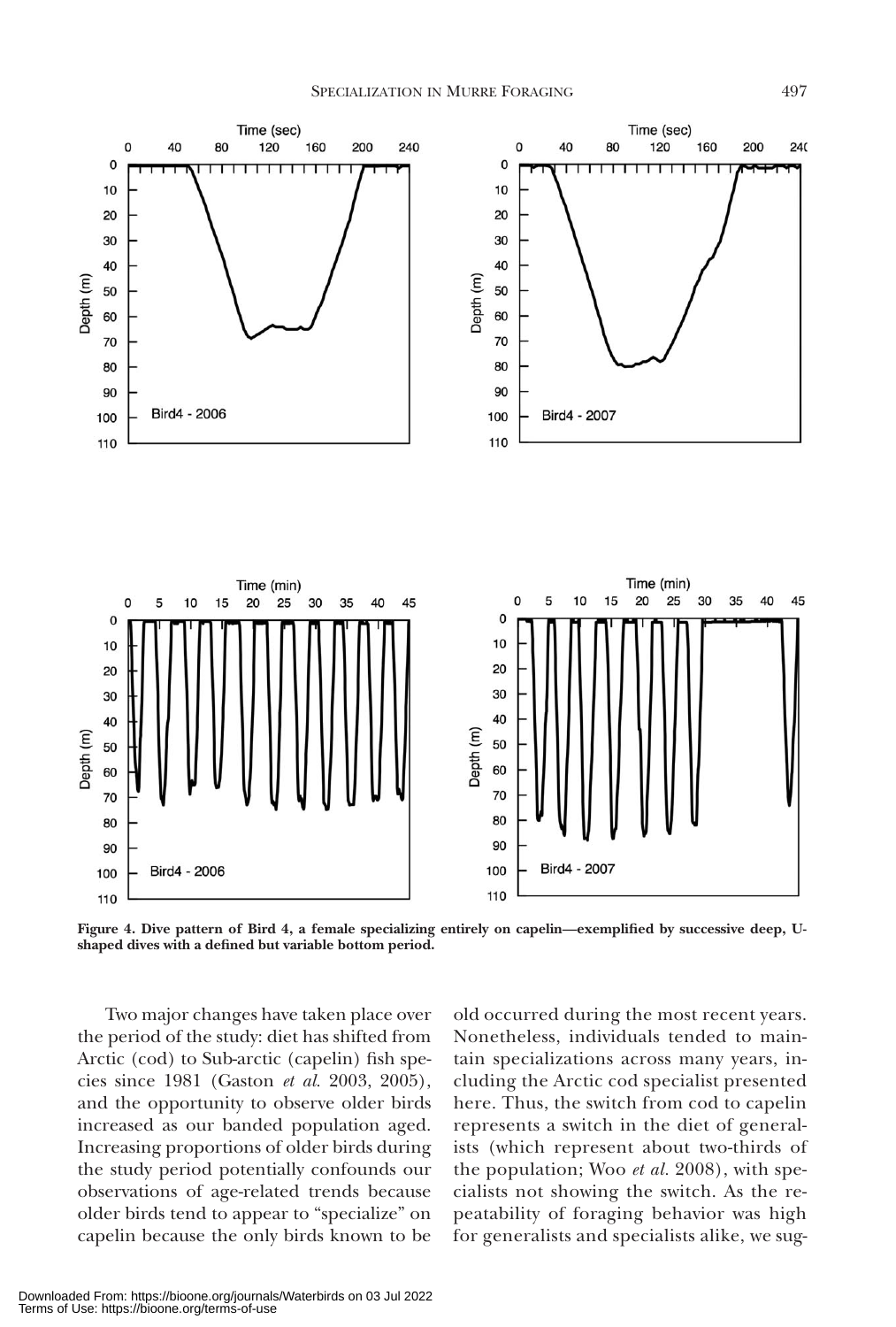**Figure 4. Dive pattern of Bird 4, a female specializing entirely on capelin—exemplified by successive deep, U-shaped dives with a defined but variable bottom period.**

Two major changes have taken place over the period of the study: diet has shifted from Arctic (cod) to Sub-arctic (capelin) fish species since 1981 (Gaston *et al.* 2003, 2005), and the opportunity to observe older birds increased as our banded population aged. Increasing proportions of older birds during the study period potentially confounds our observations of age-related trends because older birds tend to appear to "specialize" on capelin because the only birds known to be old occurred during the most recent years. Nonetheless, individuals tended to maintain specializations across many years, including the Arctic cod specialist presented here. Thus, the switch from cod to capelin represents a switch in the diet of generalists (which represent about two-thirds of the population; Woo *et al.* 2008), with specialists not showing the switch. As the repeatability of foraging behavior was high for generalists and specialists alike, we sug-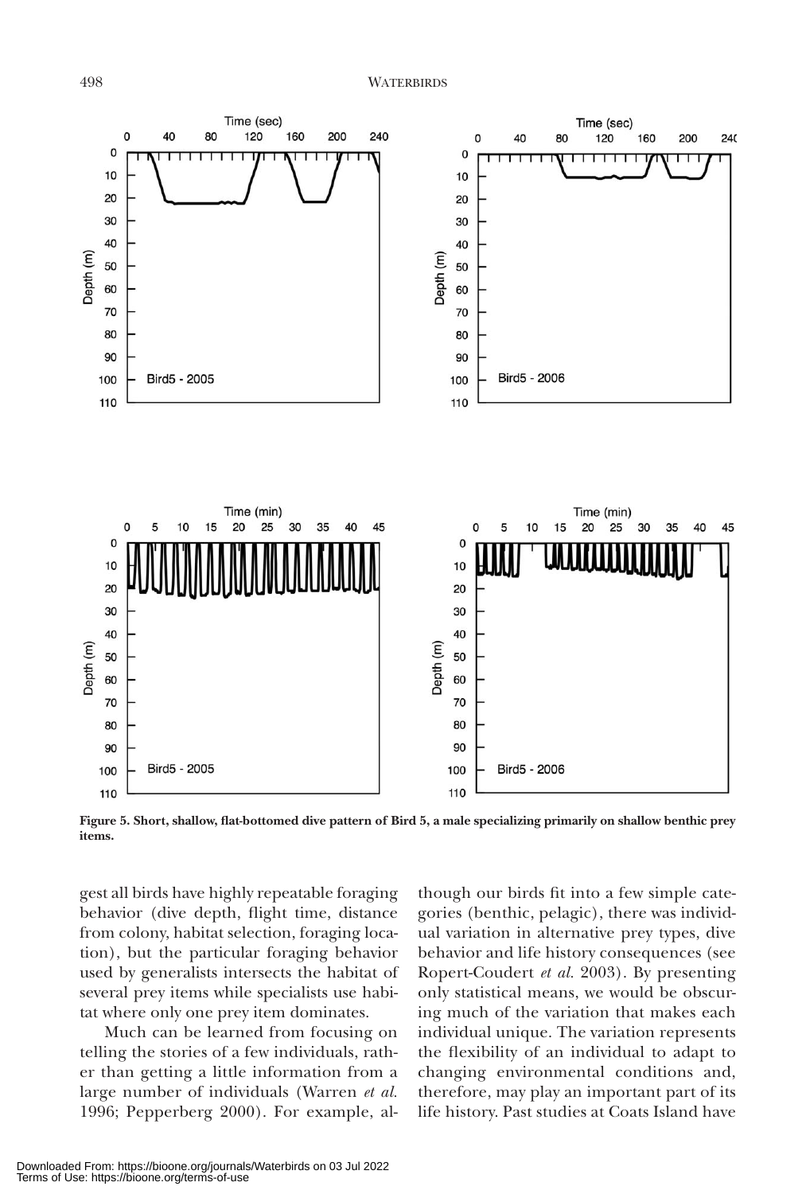Figure 5. Short, shallow, flat-bottomed dive pattern of Bird 5, a male specializing primarily on shallow benthic prey items.

gest all birds have highly repeatable foraging behavior (dive depth, flight time, distance from colony, habitat selection, foraging location), but the particular foraging behavior used by generalists intersects the habitat of several prey items while specialists use habitat where only one prey item dominates.

Much can be learned from focusing on telling the stories of a few individuals, rather than getting a little information from a large number of individuals (Warren *et al.* 1996; Pepperberg 2000). For example, although our birds fit into a few simple categories (benthic, pelagic), there was individual variation in alternative prey types, dive behavior and life history consequences (see Ropert-Coudert *et al.* 2003). By presenting only statistical means, we would be obscuring much of the variation that makes each individual unique. The variation represents the flexibility of an individual to adapt to changing environmental conditions and, therefore, may play an important part of its life history. Past studies at Coats Island have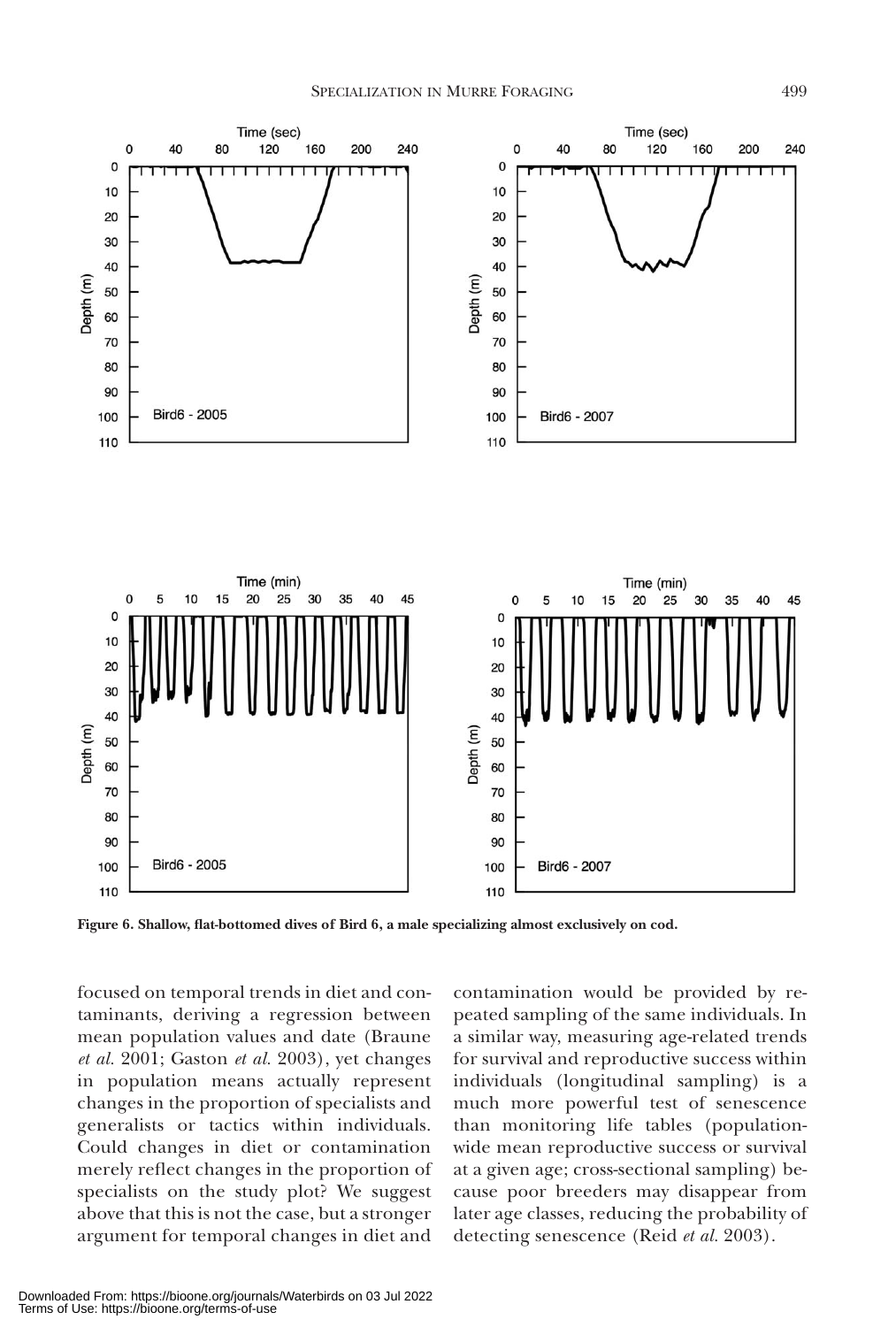**Figure 6. Shallow, flat-bottomed dives of Bird 6, a male specializing almost exclusively on cod.**

focused on temporal trends in diet and contaminants, deriving a regression between mean population values and date (Braune *et al.* 2001; Gaston *et al.* 2003), yet changes in population means actually represent changes in the proportion of specialists and generalists or tactics within individuals. Could changes in diet or contamination merely reflect changes in the proportion of specialists on the study plot? We suggest above that this is not the case, but a stronger argument for temporal changes in diet and contamination would be provided by repeated sampling of the same individuals. In a similar way, measuring age-related trends for survival and reproductive success within individuals (longitudinal sampling) is a much more powerful test of senescence than monitoring life tables (population-wide mean reproductive success or survival at a given age; cross-sectional sampling) because poor breeders may disappear from later age classes, reducing the probability of detecting senescence (Reid *et al.* 2003).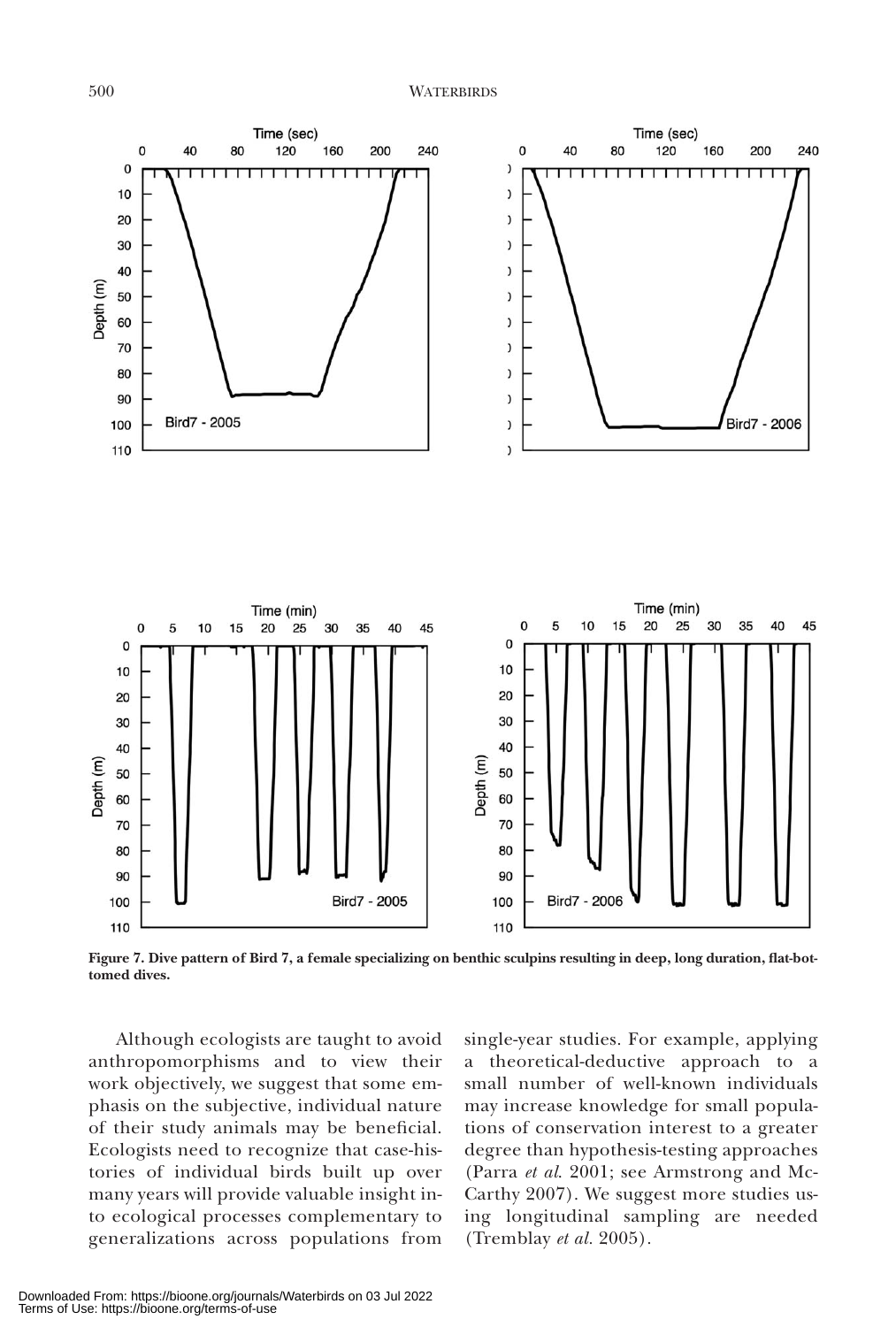Figure 7. Dive pattern of Bird 7, a female specializing on benthic sculpins resulting in deep, long duration, flat-bottomed dives.

Although ecologists are taught to avoid anthropomorphisms and to view their work objectively, we suggest that some emphasis on the subjective, individual nature of their study animals may be beneficial. Ecologists need to recognize that case-histories of individual birds built up over many years will provide valuable insight into ecological processes complementary to generalizations across populations from single-year studies. For example, applying a theoretical-deductive approach to a small number of well-known individuals may increase knowledge for small populations of conservation interest to a greater degree than hypothesis-testing approaches (Parra *et al.* 2001; see Armstrong and McCarthy 2007). We suggest more studies using longitudinal sampling are needed (Tremblay *et al.* 2005).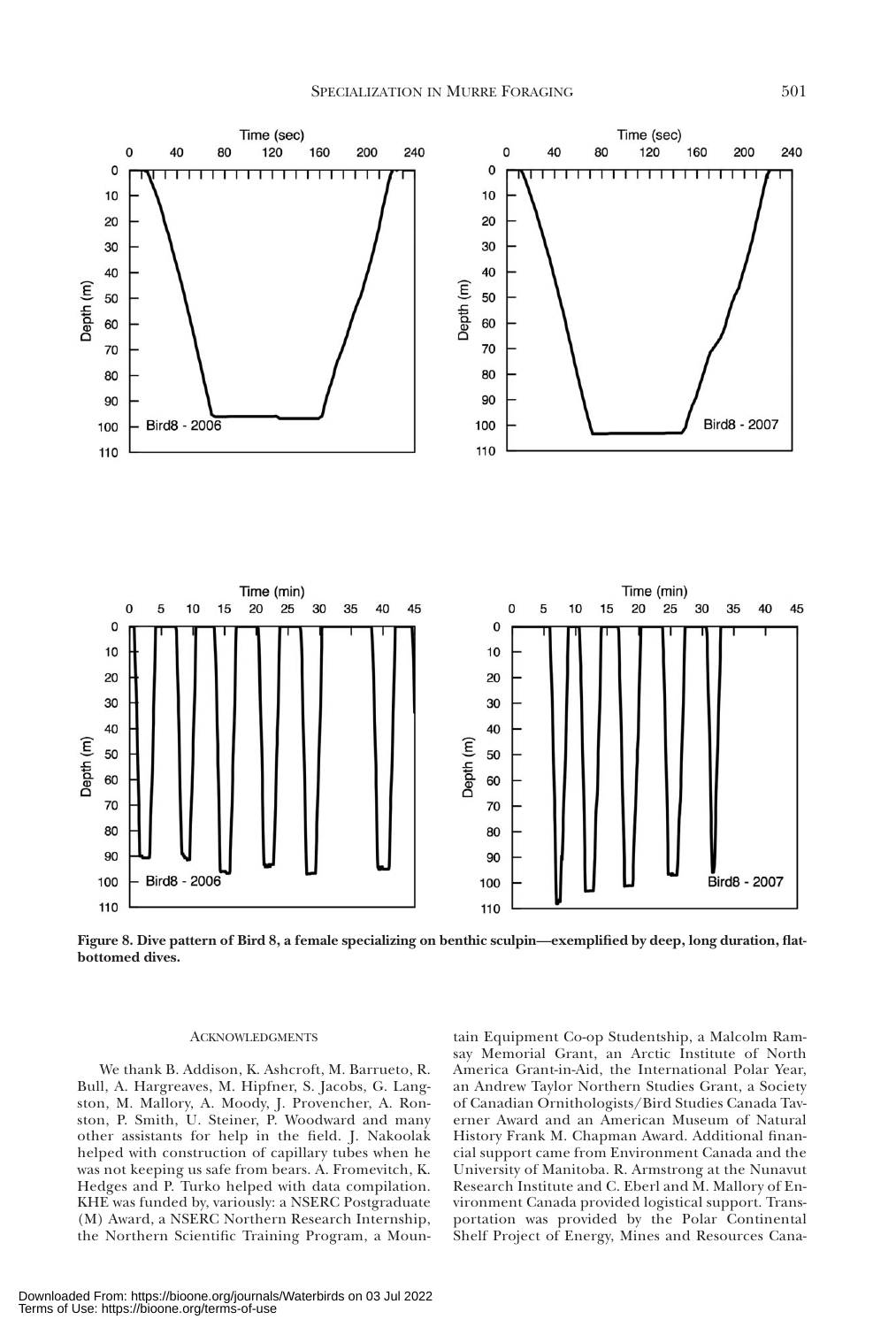Figure 8. **Dive pattern of Bird 8, a female specializing on benthic sculpin—exemplified by deep, long duration, flat-bottomed dives.**

## Acknowledgments

We thank B. Addison, K. Ashcroft, M. Barrueto, R. Bull, A. Hargreaves, M. Hipfner, S. Jacobs, G. Langston, M. Mallory, A. Moody, J. Provencher, A. Ronston, P. Smith, U. Steiner, P. Woodward and many other assistants for help in the field. J. Nakoolak helped with construction of capillary tubes when he was not keeping us safe from bears. A. Fromevitch, K. Hedges and P. Turko helped with data compilation. KHE was funded by, variously: a NSERC Postgraduate (M) Award, a NSERC Northern Research Internship, the Northern Scientific Training Program, a Mountain Equipment Co-op Studentship, a Malcolm Ramsay Memorial Grant, an Arctic Institute of North America Grant-in-Aid, the International Polar Year, an Andrew Taylor Northern Studies Grant, a Society of Canadian Ornithologists/Bird Studies Canada Taverner Award and an American Museum of Natural History Frank M. Chapman Award. Additional financial support came from Environment Canada and the University of Manitoba. R. Armstrong at the Nunavut Research Institute and C. Eberl and M. Mallory of Environment Canada provided logistical support. Transportation was provided by the Polar Continental Shelf Project of Energy, Mines and Resources Cana-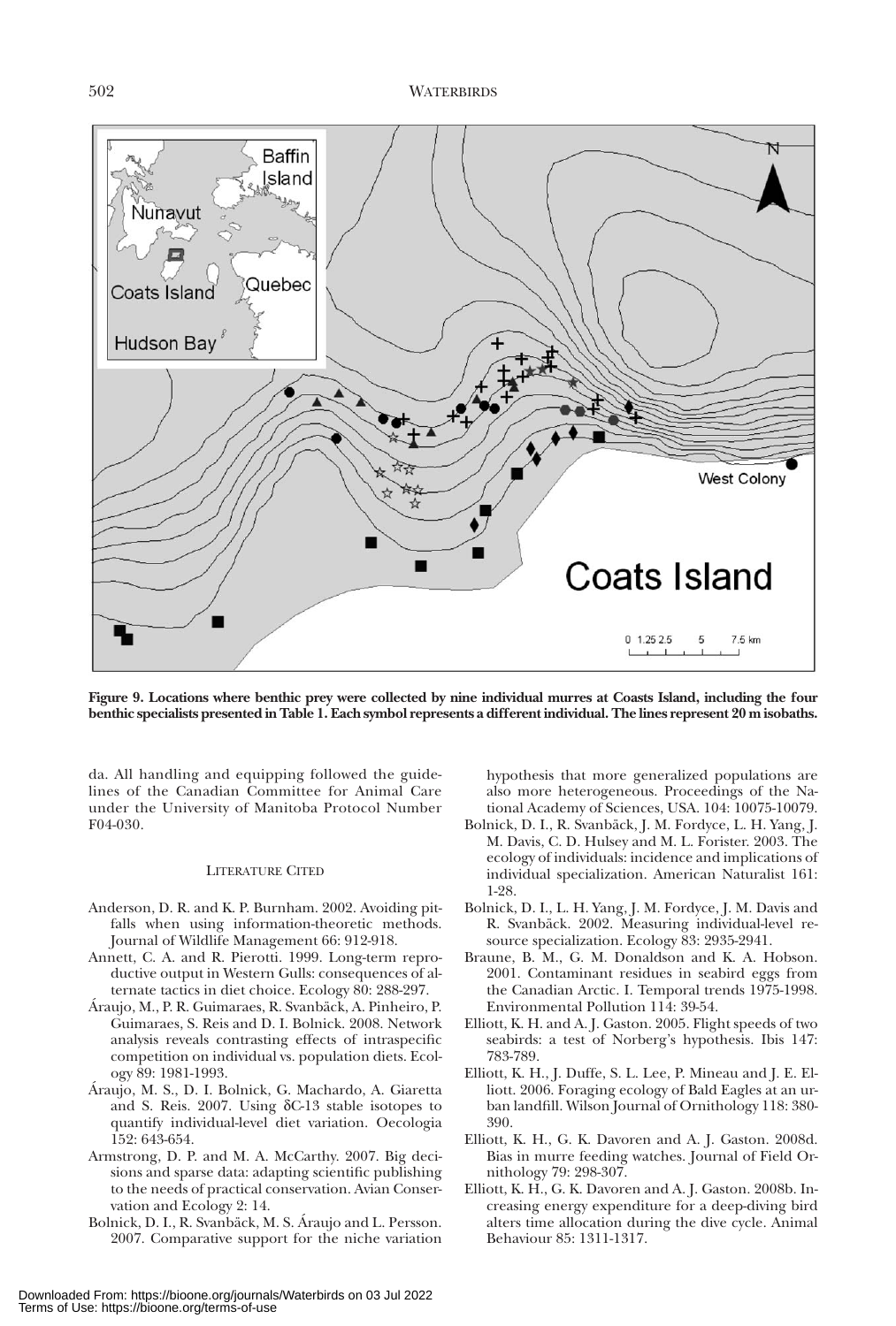**Figure 9. Locations where benthic prey were collected by nine individual murres at Coasts Island, including the four benthic specialists presented in Table 1. Each symbol represents a different individual. The lines represent 20 m isobaths.**

da. All handling and equipping followed the guidelines of the Canadian Committee for Animal Care under the University of Manitoba Protocol Number F04-030.

## LITERATURE CITED

Anderson, D. R. and K. P. Burnham. 2002. Avoiding pitfalls when using information-theoretic methods. Journal of Wildlife Management 66: 912-918.

Annett, C. A. and R. Pierotti. 1999. Long-term reproductive output in Western Gulls: consequences of alternate tactics in diet choice. Ecology 80: 288-297.

Áraujo, M., P. R. Guimaraes, R. Svanbäck, A. Pinheiro, P. Guimaraes, S. Reis and D. I. Bolnick. 2008. Network analysis reveals contrasting effects of intraspecific competition on individual vs. population diets. Ecology 89: 1981-1993.

Áraujo, M. S., D. I. Bolnick, G. Machardo, A. Giaretta and S. Reis. 2007. Using δC-13 stable isotopes to quantify individual-level diet variation. Oecologia 152: 643-654.

Armstrong, D. P. and M. A. McCarthy. 2007. Big decisions and sparse data: adapting scientific publishing to the needs of practical conservation. Avian Conservation and Ecology 2: 14.

Bolnick, D. I., R. Svanbäck, M. S. Áraujo and L. Persson. 2007. Comparative support for the niche variation hypothesis that more generalized populations are also more heterogeneous. Proceedings of the National Academy of Sciences, USA. 104: 10075-10079.

Bolnick, D. I., R. Svanbäck, J. M. Fordyce, L. H. Yang, J. M. Davis, C. D. Hulsey and M. L. Forister. 2003. The ecology of individuals: incidence and implications of individual specialization. American Naturalist 161: 1-28.

Bolnick, D. I., L. H. Yang, J. M. Fordyce, J. M. Davis and R. Svanbäck. 2002. Measuring individual-level resource specialization. Ecology 83: 2935-2941.

Braune, B. M., G. M. Donaldson and K. A. Hobson. 2001. Contaminant residues in seabird eggs from the Canadian Arctic. I. Temporal trends 1975-1998. Environmental Pollution 114: 39-54.

Elliott, K. H. and A. J. Gaston. 2005. Flight speeds of two seabirds: a test of Norberg's hypothesis. Ibis 147: 783-789.

Elliott, K. H., J. Duffe, S. L. Lee, P. Mineau and J. E. Elliott. 2006. Foraging ecology of Bald Eagles at an urban landfill. Wilson Journal of Ornithology 118: 380-390.

Elliott, K. H., G. K. Davoren and A. J. Gaston. 2008d. Bias in murre feeding watches. Journal of Field Ornithology 79: 298-307.

Elliott, K. H., G. K. Davoren and A. J. Gaston. 2008b. Increasing energy expenditure for a deep-diving bird alters time allocation during the dive cycle. Animal Behaviour 85: 1311-1317.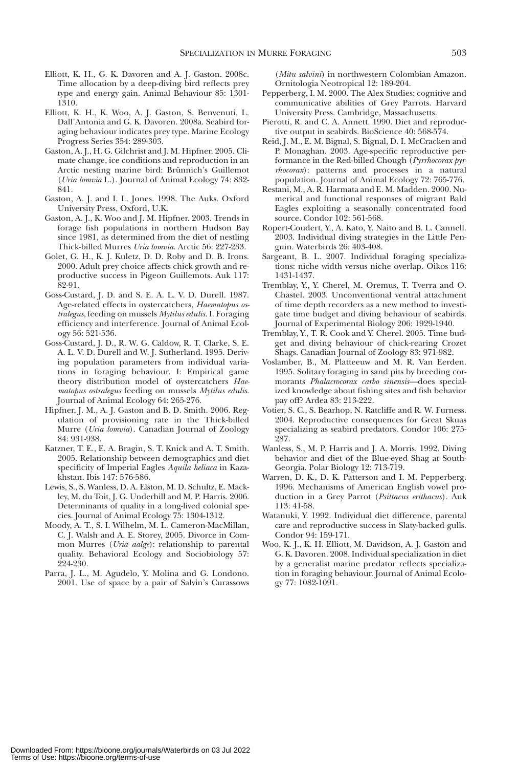Elliott, K. H., G. K. Davoren and A. J. Gaston. 2008c. Time allocation by a deep-diving bird reflects prey type and energy gain. Animal Behaviour 85: 1301-1310.

Elliott, K. H., K. Woo, A. J. Gaston, S. Benvenuti, L. Dall'Antonia and G. K. Davoren. 2008a. Seabird foraging behaviour indicates prey type. Marine Ecology Progress Series 354: 289-303.

Gaston, A. J., H. G. Gilchrist and J. M. Hipfner. 2005. Climate change, ice conditions and reproduction in an Arctic nesting marine bird: Brünnich's Guillemot (*Uria lomvia* L.). Journal of Animal Ecology 74: 832-841.

Gaston, A. J. and I. L. Jones. 1998. The Auks. Oxford University Press, Oxford, U.K.

Gaston, A. J., K. Woo and J. M. Hipfner. 2003. Trends in forage fish populations in northern Hudson Bay since 1981, as determined from the diet of nestling Thick-billed Murres *Uria lomvia*. Arctic 56: 227-233.

Golet, G. H., K. J. Kuletz, D. D. Roby and D. B. Irons. 2000. Adult prey choice affects chick growth and reproductive success in Pigeon Guillemots. Auk 117: 82-91.

Goss-Custard, J. D. and S. E. A. L. V. D. Durell. 1987. Age-related effects in oystercatchers, *Haematopus ostralegus*, feeding on mussels *Mytilus edulis*. I. Foraging efficiency and interference. Journal of Animal Ecology 56: 521-536.

Goss-Custard, J. D., R. W. G. Caldow, R. T. Clarke, S. E. A. L. V. D. Durell and W. J. Sutherland. 1995. Deriving population parameters from individual variations in foraging behaviour. I: Empirical game theory distribution model of oystercatchers *Haematopus ostralegus* feeding on mussels *Mytilus edulis*. Journal of Animal Ecology 64: 265-276.

Hipfner, J. M., A. J. Gaston and B. D. Smith. 2006. Regulation of provisioning rate in the Thick-billed Murre (*Uria lomvia*). Canadian Journal of Zoology 84: 931-938.

Katzner, T. E., E. A. Bragin, S. T. Knick and A. T. Smith. 2005. Relationship between demographics and diet specificity of Imperial Eagles *Aquila heliaca* in Kazakhstan. Ibis 147: 576-586.

Lewis, S., S. Wanless, D. A. Elston, M. D. Schultz, E. Mackley, M. du Toit, J. G. Underhill and M. P. Harris. 2006. Determinants of quality in a long-lived colonial species. Journal of Animal Ecology 75: 1304-1312.

Moody, A. T., S. I. Wilhelm, M. L. Cameron-MacMillan, C. J. Walsh and A. E. Storey, 2005. Divorce in Common Murres (*Uria aalge*): relationship to parental quality. Behavioral Ecology and Sociobiology 57: 224-230.

Parra, J. L., M. Agudelo, Y. Molina and G. Londono. 2001. Use of space by a pair of Salvin's Curassows (*Mitu salvini*) in northwestern Colombian Amazon. Ornitologia Neotropical 12: 189-204.

Pepperberg, I. M. 2000. The Alex Studies: cognitive and communicative abilities of Grey Parrots. Harvard University Press. Cambridge, Massachusetts.

Pierotti, R. and C. A. Annett. 1990. Diet and reproductive output in seabirds. BioScience 40: 568-574.

Reid, J. M., E. M. Bignal, S. Bignal, D. I. McCracken and P. Monaghan. 2003. Age-specific reproductive performance in the Red-billed Chough (*Pyrrhocorax pyrrhocorax*): patterns and processes in a natural population. Journal of Animal Ecology 72: 765-776.

Restani, M., A. R. Harmata and E. M. Madden. 2000. Numerical and functional responses of migrant Bald Eagles exploiting a seasonally concentrated food source. Condor 102: 561-568.

Ropert-Coudert, Y., A. Kato, Y. Naito and B. L. Cannell. 2003. Individual diving strategies in the Little Penguin. Waterbirds 26: 403-408.

Sargeant, B. L. 2007. Individual foraging specializations: niche width versus niche overlap. Oikos 116: 1431-1437.

Tremblay, Y., Y. Cherel, M. Oremus, T. Tverra and O. Chastel. 2003. Unconventional ventral attachment of time depth recorders as a new method to investigate time budget and diving behaviour of seabirds. Journal of Experimental Biology 206: 1929-1940.

Tremblay, Y., T. R. Cook and Y. Cherel. 2005. Time budget and diving behaviour of chick-rearing Crozet Shags. Canadian Journal of Zoology 83: 971-982.

Voslamber, B., M. Platteeuw and M. R. Van Eerden. 1995. Solitary foraging in sand pits by breeding cormorants *Phalacrocorax carbo sinensis*—does specialized knowledge about fishing sites and fish behavior pay off? Ardea 83: 213-222.

Votier, S. C., S. Bearhop, N. Ratcliffe and R. W. Furness. 2004. Reproductive consequences for Great Skuas specializing as seabird predators. Condor 106: 275-287.

Wanless, S., M. P. Harris and J. A. Morris. 1992. Diving behavior and diet of the Blue-eyed Shag at South-Georgia. Polar Biology 12: 713-719.

Warren, D. K., D. K. Patterson and I. M. Pepperberg. 1996. Mechanisms of American English vowel production in a Grey Parrot (*Psittacus erithacus*). Auk 113: 41-58.

Watanuki, Y. 1992. Individual diet difference, parental care and reproductive success in Slaty-backed gulls. Condor 94: 159-171.

Woo, K. J., K. H. Elliott, M. Davidson, A. J. Gaston and G. K. Davoren. 2008. Individual specialization in diet by a generalist marine predator reflects specialization in foraging behaviour. Journal of Animal Ecology 77: 1082-1091.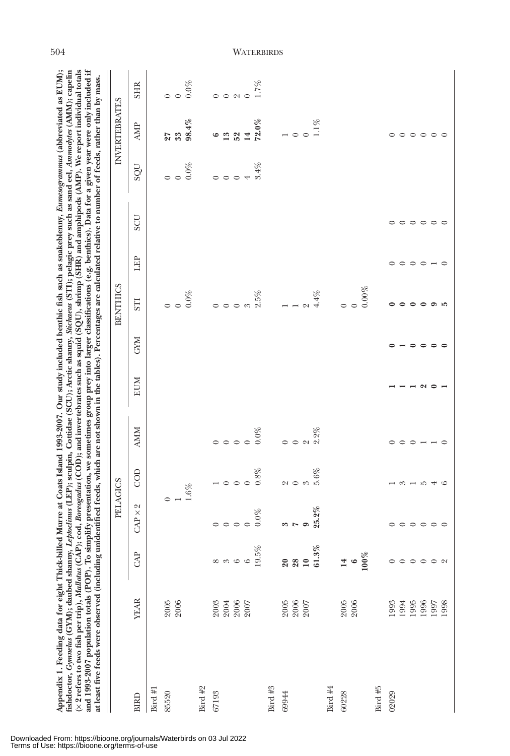**Appendix 1. Feeding data for eight Thick-billed Murre at Coats Island 1993-2007. Our study included benthic fish such as snakeblenny, *Eumesogrammus* (abbreviated as EUM); fishdoctor, *Gymnelus* (GYM); daubed shanny, *Leptoclinus* (LEP); sculpin, Cottidae (SCU); Arctic shanny, *Stichaeus* (STI); pelagic prey such as sand eel, *Ammodytes* (AMM); capelin (× 2 refers to two fish per trip), *Mallotus* (CAP); cod, *Boreogadus* (COD); and invertebrates such as squid (SQU), shrimp (SHR) and amphipods (AMP). We report individual totals and 1993-2007 population totals (POP). To simplify presentation, we sometimes group prey into larger classifications (e.g. benthics). Data for a given year were only included if at least five feeds were observed (including unidentified feeds, which are not shown in the tables). Percentages are calculated relative to number of feeds, rather than by mass.**

| | | PELAGICS | | | | BENTHICS | | | | | INVERTEBRATES | | |
|---|---|---|---|---|---|---|---|---|---|---|---|---|---|
| BIRD | YEAR | CAP | CAP × 2 | COD | AMM | EUM | GYM | STI | LEP | SCU | SQU | AMP | SHR |
| Bird #1 | | | | | | | | | | | | | |
| 85520 | 2005 | | 0 | | | | | 0 | | | 0 | **27** | 0 |
| | 2006 | | 1 | | | | | 0 | | | 0 | **33** | 0 |
| | | | 1.6% | | | | | 0.0% | | | 0.0% | **98.4%** | 0.0% |
| Bird #2 | | | | | | | | | | | | | |
| 67193 | 2003 | 8 | 0 | 1 | 0 | | | 0 | | | 0 | **6** | 0 |
| | 2004 | 3 | 0 | 0 | 0 | | | 0 | | | 0 | **13** | 0 |
| | 2006 | 6 | 0 | 0 | 0 | | | 0 | | | 0 | **52** | 2 |
| | 2007 | 6 | 0 | 0 | 0 | | | 3 | | | 4 | **14** | 0 |
| | | 19.5% | 0.0% | 0.8% | 0.0% | | | 2.5% | | | 3.4% | **72.0%** | 1.7% |
| Bird #3 | | | | | | | | | | | | | |
| 69944 | 2005 | **20** | **3** | 2 | 0 | | | 1 | | | | 1 | |
| | 2006 | **28** | **7** | 0 | 0 | | | 1 | | | | 0 | |
| | 2007 | **10** | **9** | 3 | 2 | | | 2 | | | | 0 | |
| | | **61.3%** | **25.2%** | 5.6% | 2.2% | | | 4.4% | | | | 1.1% | |
| Bird #4 | | | | | | | | | | | | | |
| 60228 | 2005 | **14** | | | | | | 0 | | | | | |
| | 2006 | **6** | | | | | | 0 | | | | | |
| | | **100%** | | | | | | 0.00% | | | | | |
| Bird #5 | | | | | | | | | | | | | |
| 02029 | 1993 | 0 | 0 | 1 | 0 | **1** | **0** | **0** | 0 | 0 | | 0 | |
| | 1994 | 0 | 0 | 3 | 0 | **1** | **1** | **0** | 0 | 0 | | 0 | |
| | 1995 | 0 | 0 | 1 | 0 | **1** | **0** | **0** | 0 | 0 | | 0 | |
| | 1996 | 0 | 0 | 5 | 1 | **2** | **0** | **0** | 0 | 0 | | 0 | |
| | 1997 | 0 | 0 | 4 | 1 | **0** | **0** | **9** | 1 | 0 | | 0 | |
| | 1998 | 2 | 0 | 6 | 0 | **1** | **0** | **5** | 0 | 0 | | 0 | |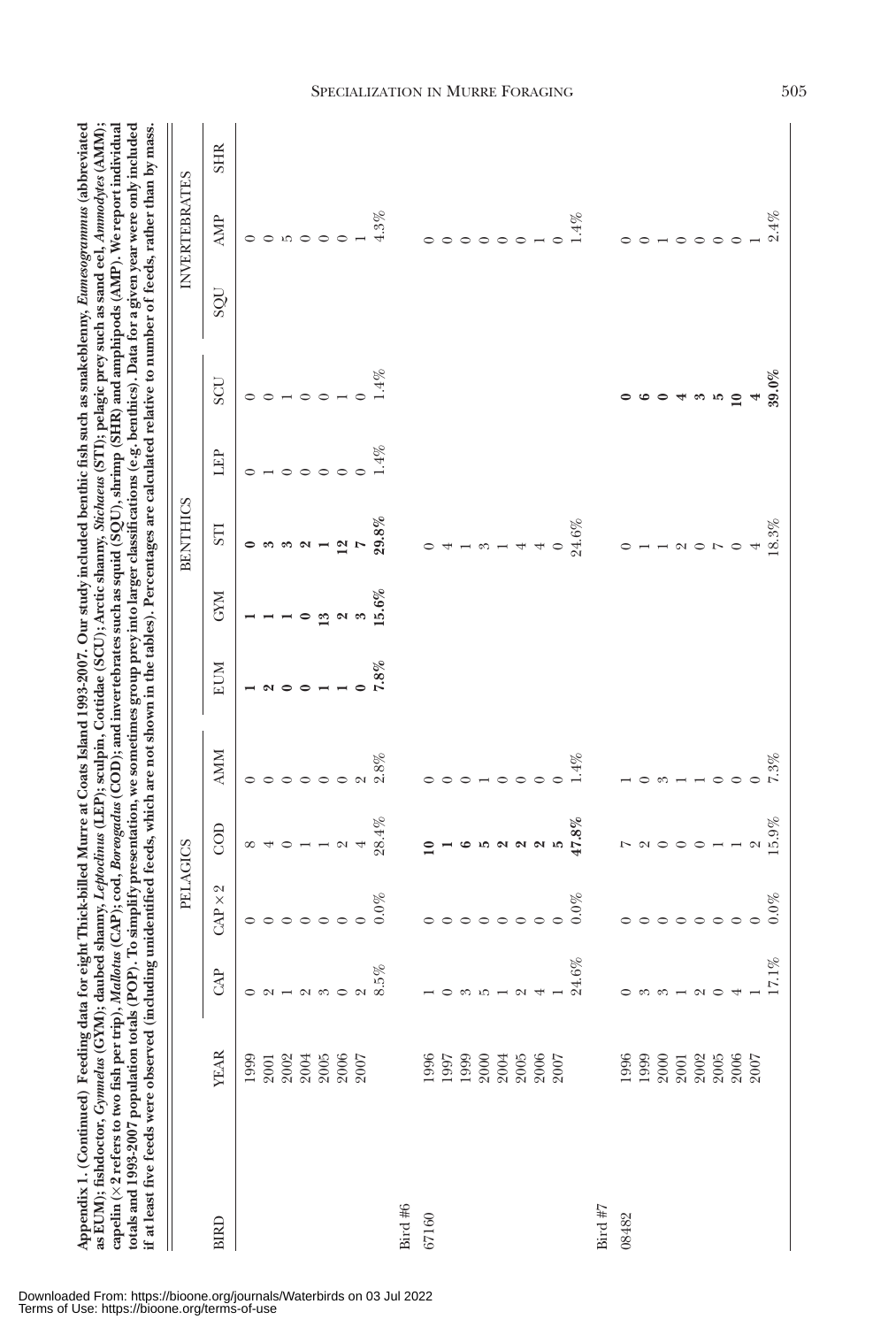**Appendix 1. (Continued) Feeding data for eight Thick-billed Murre at Coats Island 1993-2007. Our study included benthic fish such as snakeblenny, *Eumesogrammus* (abbreviated as EUM); fishdoctor, *Gymnelus* (GYM); daubed shanny, *Leptoclinus* (LEP); sculpin, Cottidae (SCU); Arctic shanny, *Stichaeus* (STI); pelagic prey such as sand eel, *Ammodytes* (AMM); capelin (×2 refers to two fish per trip), *Mallotus* (CAP); cod, *Boreogadus* (COD); and invertebrates such as squid (SQU), shrimp (SHR) and amphipods (AMP). We report individual totals and 1993-2007 population totals (POP). To simplify presentation, we sometimes group prey into larger classifications (e.g. benthics). Data for a given year were only included if at least five feeds were observed (including unidentified feeds, which are not shown in the tables). Percentages are calculated relative to number of feeds, rather than by mass.**

| | | PELAGICS | | | | BENTHICS | | | | | INVERTEBRATES | | |
|---|---|---|---|---|---|---|---|---|---|---|---|---|---|
| BIRD | YEAR | CAP | CAP × 2 | COD | AMM | EUM | GYM | STI | LEP | SCU | SQU | AMP | SHR |
| | 1999 | 0 | 0 | 8 | 0 | **1** | **1** | **0** | 0 | 0 | | 0 | |
| | 2001 | 2 | 0 | 4 | 0 | **2** | **1** | **3** | 1 | 0 | | 0 | |
| | 2002 | 1 | 0 | 0 | 0 | **0** | **1** | **3** | 0 | 1 | | 5 | |
| | 2004 | 2 | 0 | 1 | 0 | **0** | **0** | **2** | 0 | 0 | | 0 | |
| | 2005 | 3 | 0 | 1 | 0 | **1** | **13** | **1** | 0 | 0 | | 0 | |
| | 2006 | 0 | 0 | 2 | 0 | **1** | **2** | **12** | 0 | 1 | | 0 | |
| | 2007 | 2 | 0 | 4 | 2 | **0** | **3** | **7** | 0 | 0 | | 1 | |
| | | 8.5% | 0.0% | 28.4% | 2.8% | **7.8%** | **15.6%** | **29.8%** | 1.4% | 1.4% | | 4.3% | |
| Bird #6 | | | | | | | | | | | | | |
| 67160 | 1996 | 1 | 0 | **10** | 0 | | | 0 | | | | 0 | |
| | 1997 | 0 | 0 | **1** | 0 | | | 4 | | | | 0 | |
| | 1999 | 3 | 0 | **6** | 0 | | | 1 | | | | 0 | |
| | 2000 | 5 | 0 | **5** | 1 | | | 3 | | | | 0 | |
| | 2004 | 1 | 0 | **2** | 0 | | | 1 | | | | 0 | |
| | 2005 | 2 | 0 | **2** | 0 | | | 4 | | | | 0 | |
| | 2006 | 4 | 0 | **2** | 0 | | | 4 | | | | 1 | |
| | 2007 | 1 | 0 | **5** | 0 | | | 0 | | | | 0 | |
| | | 24.6% | 0.0% | **47.8%** | 1.4% | | | 24.6% | | | | 1.4% | |
| Bird #7 | | | | | | | | | | | | | |
| 08482 | 1996 | 0 | 0 | 7 | 1 | | | 0 | | **0** | | 0 | |
| | 1999 | 3 | 0 | 2 | 0 | | | 1 | | **6** | | 0 | |
| | 2000 | 3 | 0 | 0 | 3 | | | 1 | | **0** | | 1 | |
| | 2001 | 1 | 0 | 0 | 1 | | | 2 | | **4** | | 0 | |
| | 2002 | 2 | 0 | 0 | 1 | | | 0 | | **3** | | 0 | |
| | 2005 | 0 | 0 | 1 | 0 | | | 7 | | **5** | | 0 | |
| | 2006 | 4 | 0 | 1 | 0 | | | 0 | | **10** | | 0 | |
| | 2007 | 1 | 0 | 2 | 0 | | | 4 | | **4** | | 1 | |
| | | 17.1% | 0.0% | 15.9% | 7.3% | | | 18.3% | | **39.0%** | | 2.4% | |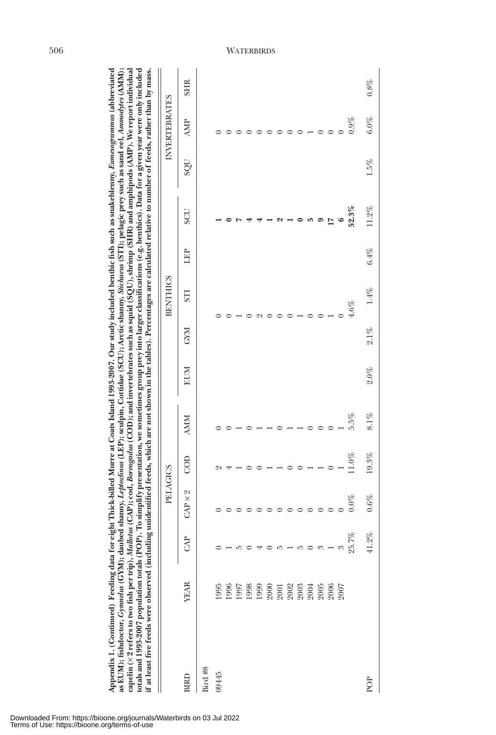**Appendix 1. (Continued) Feeding data for eight Thick-billed Murre at Coats Island 1993-2007. Our study included benthic fish such as snakeblenny, *Eumesogrammus* (abbreviated as EUM); fishdoctor, *Gymnelus* (GYM); daubed shanny, *Leptoclinus* (LEP); sculpin, Cottidae (SCU); Arctic shanny, *Stichaeus* (STI); pelagic prey such as sand eel, *Ammodytes* (AMM); capelin (×2 refers to two fish per trip), *Mallotus* (CAP); cod, *Boreogadus* (COD); and invertebrates such as squid (SQU), shrimp (SHR) and amphipods (AMP). We report individual totals and 1993-2007 population totals (POP). To simplify presentation, we sometimes group prey into larger classifications (e.g. benthics). Data for a given year were only included if at least five feeds were observed (including unidentified feeds, which are not shown in the tables). Percentages are calculated relative to number of feeds, rather than by mass.**

| | | PELAGICS | | | | BENTHICS | | | | | INVERTEBRATES | | |
|---|---|---|---|---|---|---|---|---|---|---|---|---|---|
| BIRD | YEAR | CAP | CAP × 2 | COD | AMM | EUM | GYM | STI | LEP | SCU | SQU | AMP | SHR |
| Bird #8 | | | | | | | | | | | | | |
| 09445 | 1995 | 0 | 0 | 2 | 0 | | | 0 | | 1 | | 0 | |
| | 1996 | 1 | 0 | 4 | 0 | | | 0 | | **0** | | 0 | |
| | 1997 | 5 | 0 | 1 | 1 | | | 1 | | **7** | | 0 | |
| | 1998 | 0 | 0 | 0 | 0 | | | 0 | | **4** | | 0 | |
| | 1999 | 4 | 0 | 0 | 1 | | | 2 | | **4** | | 0 | |
| | 2000 | 0 | 0 | 1 | 1 | | | 0 | | 1 | | 0 | |
| | 2001 | 5 | 0 | 1 | 0 | | | 0 | | **2** | | 0 | |
| | 2002 | 1 | 0 | 0 | 1 | | | 0 | | 1 | | 0 | |
| | 2003 | 5 | 0 | 0 | 1 | | | 1 | | **0** | | 0 | |
| | 2004 | 0 | 0 | 1 | 0 | | | 0 | | **5** | | 1 | |
| | 2005 | 3 | 0 | 1 | 0 | | | 0 | | **9** | | 0 | |
| | 2006 | 1 | 0 | 0 | 0 | | | 1 | | **17** | | 0 | |
| | 2007 | 3 | 0 | 1 | 1 | | | 0 | | **6** | | 0 | |
| | | 25.7% | 0.0% | 11.0% | 5.5% | | | 4.6% | | **52.3%** | | 0.9% | |
| POP | | 41.2% | 0.6% | 19.3% | 8.1% | 2.0% | 2.1% | 1.4% | 6.4% | 11.2% | 1.5% | 6.0% | 0.8% |